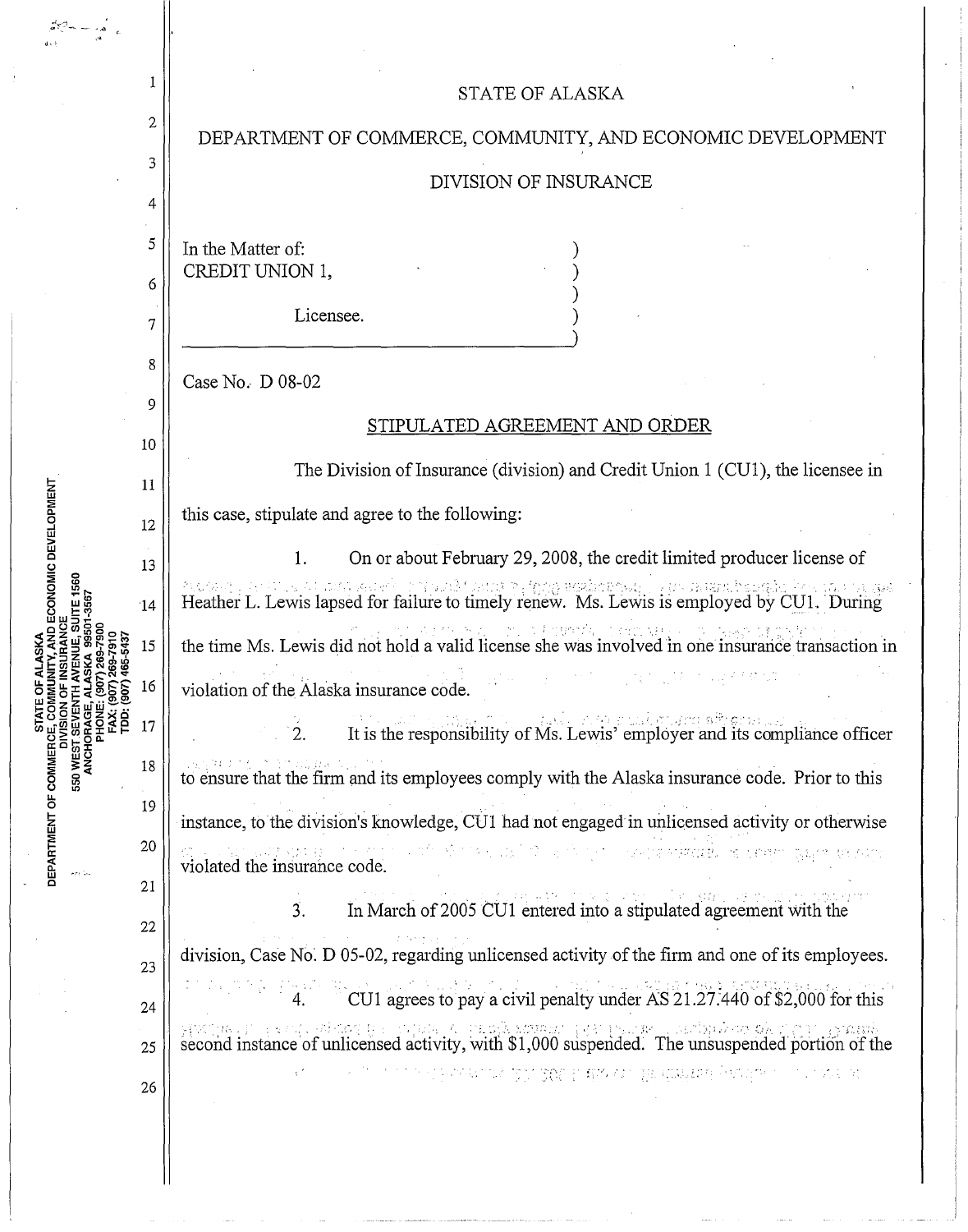STATE OF ALASKA

DEPARTMENT OF COMMERCE, COMMUNITY, AND ECONOMIC DEVELOPMENT

DIVISION OF INSURANCE

In the Matter of:
CREDIT UNION 1,

Licensee.

Case No. D 08-02

STIPULATED AGREEMENT AND ORDER

The Division of Insurance (division) and Credit Union 1 (CU1), the licensee in this case, stipulate and agree to the following:

1. On or about February 29, 2008, the credit limited producer license of Heather L. Lewis lapsed for failure to timely renew. Ms. Lewis is employed by CU1. During the time Ms. Lewis did not hold a valid license she was involved in one insurance transaction in violation of the Alaska insurance code.

2. It is the responsibility of Ms. Lewis' employer and its compliance officer to ensure that the firm and its employees comply with the Alaska insurance code. Prior to this instance, to the division's knowledge, CU1 had not engaged in unlicensed activity or otherwise violated the insurance code.

3. In March of 2005 CU1 entered into a stipulated agreement with the division, Case No. D 05-02, regarding unlicensed activity of the firm and one of its employees.

4. CU1 agrees to pay a civil penalty under AS 21.27.440 of $2,000 for this second instance of unlicensed activity, with $1,000 suspended. The unsuspended portion of the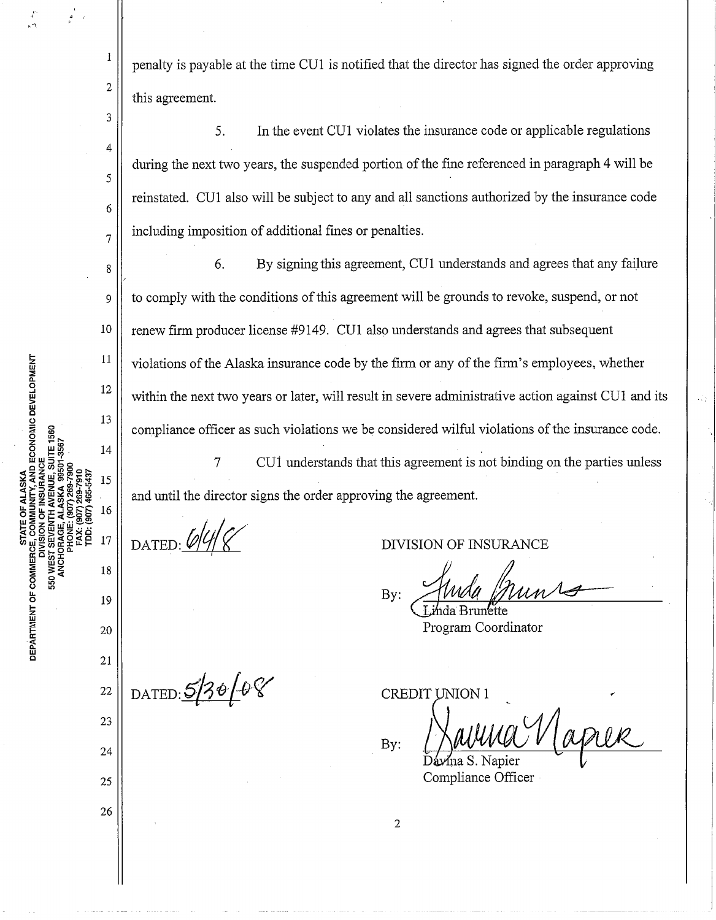penalty is payable at the time CU1 is notified that the director has signed the order approving this agreement.

5. In the event CU1 violates the insurance code or applicable regulations during the next two years, the suspended portion of the fine referenced in paragraph 4 will be reinstated. CU1 also will be subject to any and all sanctions authorized by the insurance code including imposition of additional fines or penalties.

6. By signing this agreement, CU1 understands and agrees that any failure to comply with the conditions of this agreement will be grounds to revoke, suspend, or not renew firm producer license #9149. CU1 also understands and agrees that subsequent violations of the Alaska insurance code by the firm or any of the firm's employees, whether within the next two years or later, will result in severe administrative action against CU1 and its compliance officer as such violations we be considered wilful violations of the insurance code.

7 CU1 understands that this agreement is not binding on the parties unless and until the director signs the order approving the agreement.

DATED: 6/4/8

DIVISION OF INSURANCE

By: Linda Brunette
Linda Brunette
Program Coordinator

DATED: 5/30/08

CREDIT UNION 1

By: Davina Napier
Davina S. Napier
Compliance Officer

STATE OF ALASKA
DEPARTMENT OF COMMERCE, COMMUNITY, AND ECONOMIC DEVELOPMENT
DIVISION OF INSURANCE
550 WEST SEVENTH AVENUE, SUITE 1560
ANCHORAGE, ALASKA 99501-3567
PHONE: (907) 269-7900
FAX: (907) 269-7910
TDD: (907) 465-5437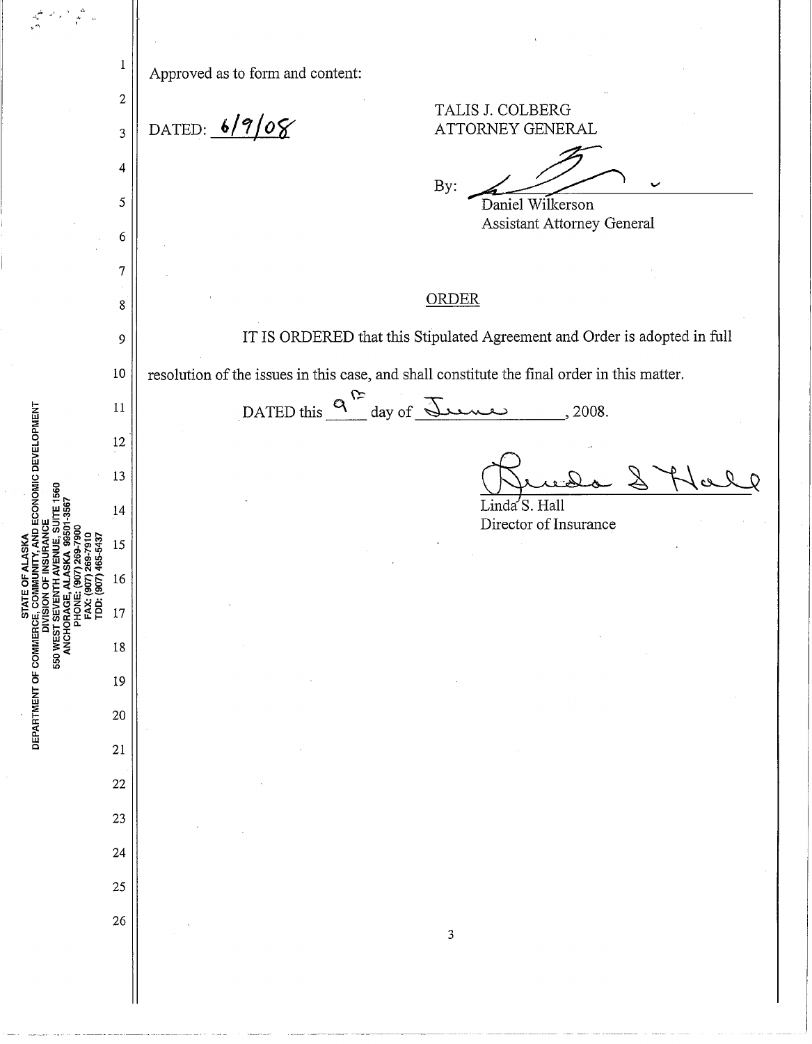Approved as to form and content:

DATED: 6/9/08

TALIS J. COLBERG
ATTORNEY GENERAL

By: ______________________
Daniel Wilkerson
Assistant Attorney General

## ORDER

IT IS ORDERED that this Stipulated Agreement and Order is adopted in full resolution of the issues in this case, and shall constitute the final order in this matter.

DATED this 9th day of June, 2008.

______________________
Linda S. Hall
Director of Insurance

STATE OF ALASKA
DEPARTMENT OF COMMERCE, COMMUNITY, AND ECONOMIC DEVELOPMENT
DIVISION OF INSURANCE
550 WEST SEVENTH AVENUE, SUITE 1560
ANCHORAGE, ALASKA 99501-3567
PHONE: (907) 269-7900
FAX: (907) 269-7910
TDD: (907) 465-5437